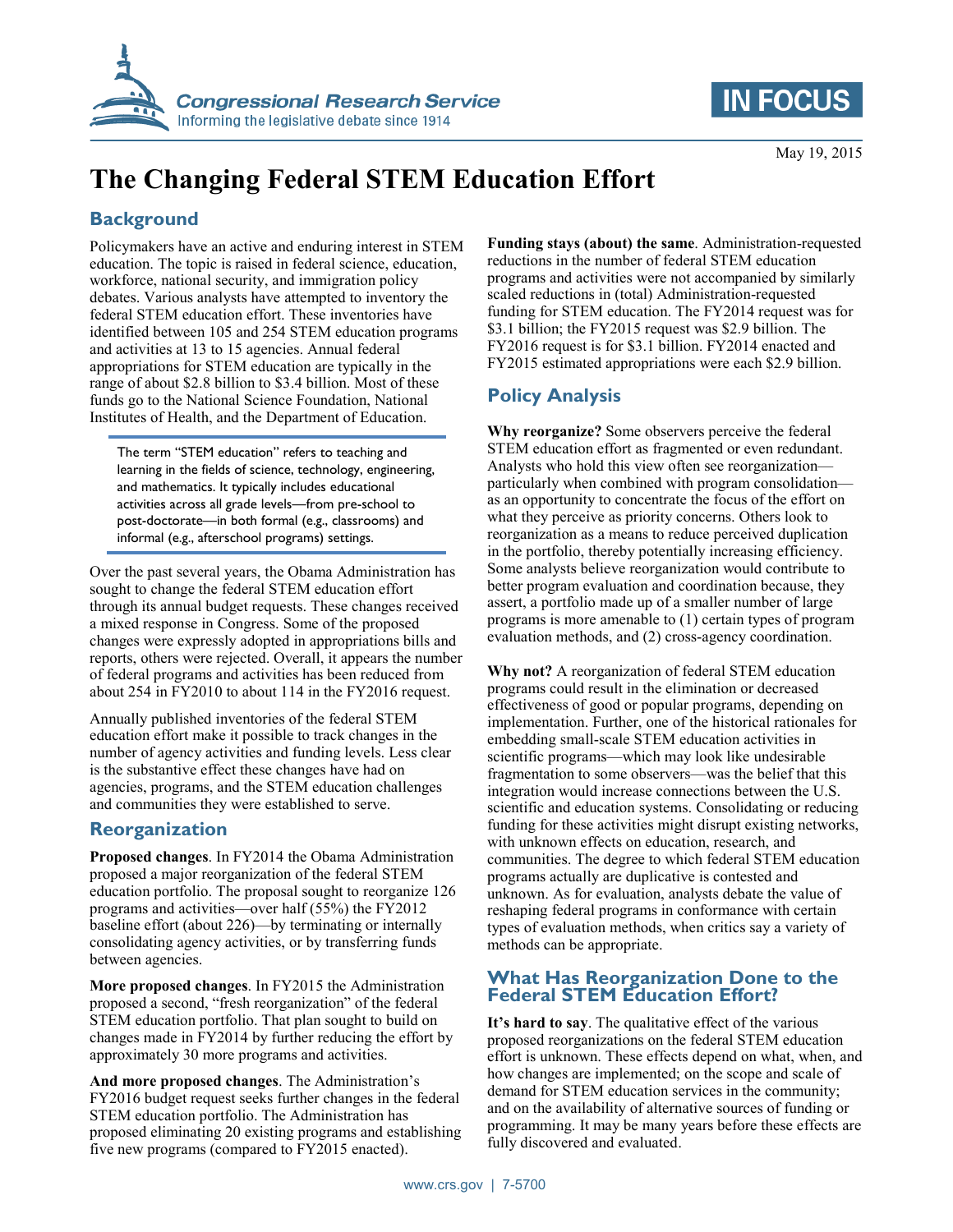May 19, 2015

# The Changing Federal STEM Education Effort

## Background

Policymakers have an active and enduring interest in STEM education. The topic is raised in federal science, education, workforce, national security, and immigration policy debates. Various analysts have attempted to inventory the federal STEM education effort. These inventories have identified between 105 and 254 STEM education programs and activities at 13 to 15 agencies. Annual federal appropriations for STEM education are typically in the range of about \$2.8 billion to \$3.4 billion. Most of these funds go to the National Science Foundation, National Institutes of Health, and the Department of Education.

> The term "STEM education" refers to teaching and learning in the fields of science, technology, engineering, and mathematics. It typically includes educational activities across all grade levels—from pre-school to post-doctorate—in both formal (e.g., classrooms) and informal (e.g., afterschool programs) settings.

Over the past several years, the Obama Administration has sought to change the federal STEM education effort through its annual budget requests. These changes received a mixed response in Congress. Some of the proposed changes were expressly adopted in appropriations bills and reports, others were rejected. Overall, it appears the number of federal programs and activities has been reduced from about 254 in FY2010 to about 114 in the FY2016 request.

Annually published inventories of the federal STEM education effort make it possible to track changes in the number of agency activities and funding levels. Less clear is the substantive effect these changes have had on agencies, programs, and the STEM education challenges and communities they were established to serve.

## Reorganization

**Proposed changes**. In FY2014 the Obama Administration proposed a major reorganization of the federal STEM education portfolio. The proposal sought to reorganize 126 programs and activities—over half (55%) the FY2012 baseline effort (about 226)—by terminating or internally consolidating agency activities, or by transferring funds between agencies.

**More proposed changes**. In FY2015 the Administration proposed a second, "fresh reorganization" of the federal STEM education portfolio. That plan sought to build on changes made in FY2014 by further reducing the effort by approximately 30 more programs and activities.

**And more proposed changes**. The Administration's FY2016 budget request seeks further changes in the federal STEM education portfolio. The Administration has proposed eliminating 20 existing programs and establishing five new programs (compared to FY2015 enacted).

**Funding stays (about) the same**. Administration-requested reductions in the number of federal STEM education programs and activities were not accompanied by similarly scaled reductions in (total) Administration-requested funding for STEM education. The FY2014 request was for \$3.1 billion; the FY2015 request was \$2.9 billion. The FY2016 request is for \$3.1 billion. FY2014 enacted and FY2015 estimated appropriations were each \$2.9 billion.

## Policy Analysis

**Why reorganize?** Some observers perceive the federal STEM education effort as fragmented or even redundant. Analysts who hold this view often see reorganization—particularly when combined with program consolidation—as an opportunity to concentrate the focus of the effort on what they perceive as priority concerns. Others look to reorganization as a means to reduce perceived duplication in the portfolio, thereby potentially increasing efficiency. Some analysts believe reorganization would contribute to better program evaluation and coordination because, they assert, a portfolio made up of a smaller number of large programs is more amenable to (1) certain types of program evaluation methods, and (2) cross-agency coordination.

**Why not?** A reorganization of federal STEM education programs could result in the elimination or decreased effectiveness of good or popular programs, depending on implementation. Further, one of the historical rationales for embedding small-scale STEM education activities in scientific programs—which may look like undesirable fragmentation to some observers—was the belief that this integration would increase connections between the U.S. scientific and education systems. Consolidating or reducing funding for these activities might disrupt existing networks, with unknown effects on education, research, and communities. The degree to which federal STEM education programs actually are duplicative is contested and unknown. As for evaluation, analysts debate the value of reshaping federal programs in conformance with certain types of evaluation methods, when critics say a variety of methods can be appropriate.

## What Has Reorganization Done to the Federal STEM Education Effort?

**It's hard to say**. The qualitative effect of the various proposed reorganizations on the federal STEM education effort is unknown. These effects depend on what, when, and how changes are implemented; on the scope and scale of demand for STEM education services in the community; and on the availability of alternative sources of funding or programming. It may be many years before these effects are fully discovered and evaluated.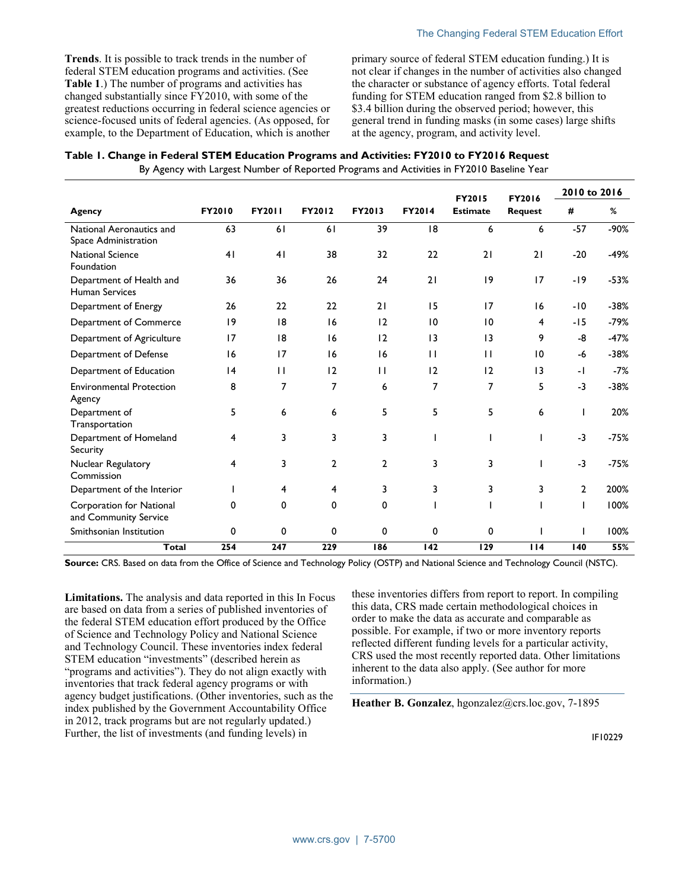**Trends**. It is possible to track trends in the number of federal STEM education programs and activities. (See **Table 1**.) The number of programs and activities has changed substantially since FY2010, with some of the greatest reductions occurring in federal science agencies or science-focused units of federal agencies. (As opposed, for example, to the Department of Education, which is another primary source of federal STEM education funding.) It is not clear if changes in the number of activities also changed the character or substance of agency efforts. Total federal funding for STEM education ranged from $2.8 billion to $3.4 billion during the observed period; however, this general trend in funding masks (in some cases) large shifts at the agency, program, and activity level.

**Table 1. Change in Federal STEM Education Programs and Activities: FY2010 to FY2016 Request**

By Agency with Largest Number of Reported Programs and Activities in FY2010 Baseline Year

| Agency | FY2010 | FY2011 | FY2012 | FY2013 | FY2014 | FY2015 Estimate | FY2016 Request | 2010 to 2016 | |
|---|---|---|---|---|---|---|---|---|---|
| | | | | | | | | # | % |
| National Aeronautics and Space Administration | 63 | 61 | 61 | 39 | 18 | 6 | 6 | -57 | -90% |
| National Science Foundation | 41 | 41 | 38 | 32 | 22 | 21 | 21 | -20 | -49% |
| Department of Health and Human Services | 36 | 36 | 26 | 24 | 21 | 19 | 17 | -19 | -53% |
| Department of Energy | 26 | 22 | 22 | 21 | 15 | 17 | 16 | -10 | -38% |
| Department of Commerce | 19 | 18 | 16 | 12 | 10 | 10 | 4 | -15 | -79% |
| Department of Agriculture | 17 | 18 | 16 | 12 | 13 | 13 | 9 | -8 | -47% |
| Department of Defense | 16 | 17 | 16 | 16 | 11 | 11 | 10 | -6 | -38% |
| Department of Education | 14 | 11 | 12 | 11 | 12 | 12 | 13 | -1 | -7% |
| Environmental Protection Agency | 8 | 7 | 7 | 6 | 7 | 7 | 5 | -3 | -38% |
| Department of Transportation | 5 | 6 | 6 | 5 | 5 | 5 | 6 | 1 | 20% |
| Department of Homeland Security | 4 | 3 | 3 | 3 | 1 | 1 | 1 | -3 | -75% |
| Nuclear Regulatory Commission | 4 | 3 | 2 | 2 | 3 | 3 | 1 | -3 | -75% |
| Department of the Interior | 1 | 4 | 4 | 3 | 3 | 3 | 3 | 2 | 200% |
| Corporation for National and Community Service | 0 | 0 | 0 | 0 | 1 | 1 | 1 | 1 | 100% |
| Smithsonian Institution | 0 | 0 | 0 | 0 | 0 | 0 | 1 | 1 | 100% |
| **Total** | **254** | **247** | **229** | **186** | **142** | **129** | **114** | **140** | **55%** |

**Source:** CRS. Based on data from the Office of Science and Technology Policy (OSTP) and National Science and Technology Council (NSTC).

**Limitations.** The analysis and data reported in this In Focus are based on data from a series of published inventories of the federal STEM education effort produced by the Office of Science and Technology Policy and National Science and Technology Council. These inventories index federal STEM education "investments" (described herein as "programs and activities"). They do not align exactly with inventories that track federal agency programs or with agency budget justifications. (Other inventories, such as the index published by the Government Accountability Office in 2012, track programs but are not regularly updated.) Further, the list of investments (and funding levels) in these inventories differs from report to report. In compiling this data, CRS made certain methodological choices in order to make the data as accurate and comparable as possible. For example, if two or more inventory reports reflected different funding levels for a particular activity, CRS used the most recently reported data. Other limitations inherent to the data also apply. (See author for more information.)

**Heather B. Gonzalez**, hgonzalez@crs.loc.gov, 7-1895

IF10229